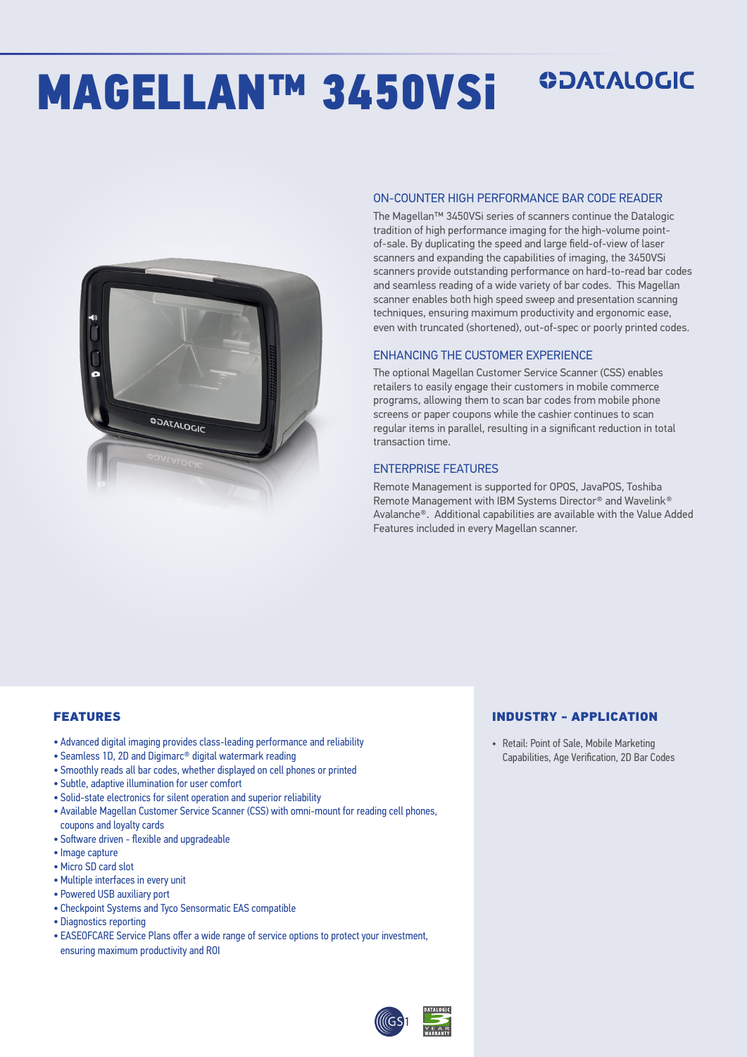# MAGELLAN™ 3450VSi

DATALOGIC

## ON-COUNTER HIGH PERFORMANCE BAR CODE READER

The Magellan™ 3450VSi series of scanners continue the Datalogic tradition of high performance imaging for the high-volume point-of-sale. By duplicating the speed and large field-of-view of laser scanners and expanding the capabilities of imaging, the 3450VSi scanners provide outstanding performance on hard-to-read bar codes and seamless reading of a wide variety of bar codes. This Magellan scanner enables both high speed sweep and presentation scanning techniques, ensuring maximum productivity and ergonomic ease, even with truncated (shortened), out-of-spec or poorly printed codes.

## ENHANCING THE CUSTOMER EXPERIENCE

The optional Magellan Customer Service Scanner (CSS) enables retailers to easily engage their customers in mobile commerce programs, allowing them to scan bar codes from mobile phone screens or paper coupons while the cashier continues to scan regular items in parallel, resulting in a significant reduction in total transaction time.

## ENTERPRISE FEATURES

Remote Management is supported for OPOS, JavaPOS, Toshiba Remote Management with IBM Systems Director® and Wavelink® Avalanche®. Additional capabilities are available with the Value Added Features included in every Magellan scanner.

## FEATURES

- Advanced digital imaging provides class-leading performance and reliability
- Seamless 1D, 2D and Digimarc® digital watermark reading
- Smoothly reads all bar codes, whether displayed on cell phones or printed
- Subtle, adaptive illumination for user comfort
- Solid-state electronics for silent operation and superior reliability
- Available Magellan Customer Service Scanner (CSS) with omni-mount for reading cell phones, coupons and loyalty cards
- Software driven - flexible and upgradeable
- Image capture
- Micro SD card slot
- Multiple interfaces in every unit
- Powered USB auxiliary port
- Checkpoint Systems and Tyco Sensormatic EAS compatible
- Diagnostics reporting
- EASEOFCARE Service Plans offer a wide range of service options to protect your investment, ensuring maximum productivity and ROI

## INDUSTRY - APPLICATION

- Retail: Point of Sale, Mobile Marketing Capabilities, Age Verification, 2D Bar Codes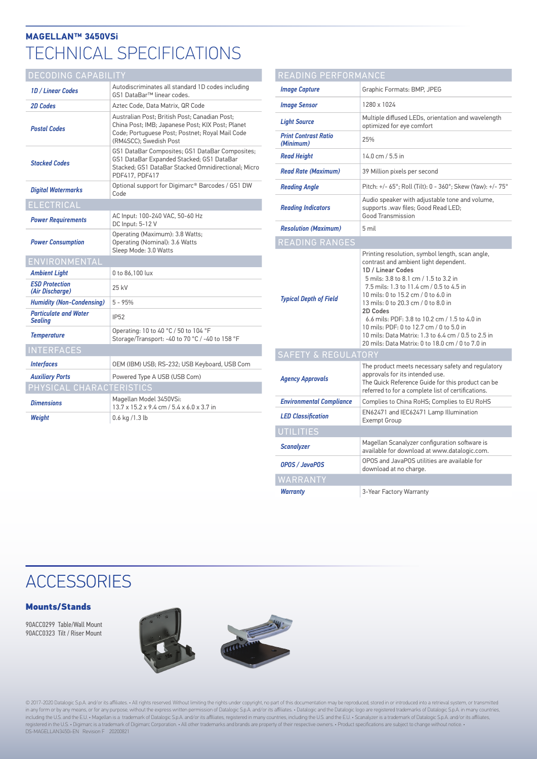**MAGELLAN™ 3450VSi**

# TECHNICAL SPECIFICATIONS

## DECODING CAPABILITY

| | |
|---|---|
| *1D / Linear Codes* | Autodiscriminates all standard 1D codes including GS1 DataBar™ linear codes. |
| *2D Codes* | Aztec Code, Data Matrix, QR Code |
| *Postal Codes* | Australian Post; British Post; Canadian Post; China Post; IMB; Japanese Post; KIX Post; Planet Code; Portuguese Post; Postnet; Royal Mail Code (RM4SCC); Swedish Post |
| *Stacked Codes* | GS1 DataBar Composites; GS1 DataBar Composites; GS1 DataBar Expanded Stacked; GS1 DataBar Stacked; GS1 DataBar Stacked Omnidirectional; Micro PDF417, PDF417 |
| *Digital Watermarks* | Optional support for Digimarc® Barcodes / GS1 DW Code |

## ELECTRICAL

| | |
|---|---|
| *Power Requirements* | AC Input: 100-240 VAC, 50-60 Hz<br>DC Input: 5-12 V |
| *Power Consumption* | Operating (Maximum): 3.8 Watts;<br>Operating (Nominal): 3.6 Watts<br>Sleep Mode: 3.0 Watts |

## ENVIRONMENTAL

| | |
|---|---|
| *Ambient Light* | 0 to 86,100 lux |
| *ESD Protection (Air Discharge)* | 25 kV |
| *Humidity (Non-Condensing)* | 5 - 95% |
| *Particulate and Water Sealing* | IP52 |
| *Temperature* | Operating: 10 to 40 °C / 50 to 104 °F<br>Storage/Transport: -40 to 70 °C / -40 to 158 °F |

## INTERFACES

| | |
|---|---|
| *Interfaces* | OEM (IBM) USB; RS-232; USB Keyboard, USB Com |
| *Auxiliary Ports* | Powered Type A USB (USB Com) |

## PHYSICAL CHARACTERISTICS

| | |
|---|---|
| *Dimensions* | Magellan Model 3450VSi:<br>13.7 x 15.2 x 9.4 cm / 5.4 x 6.0 x 3.7 in |
| *Weight* | 0.6 kg /1.3 lb |

## READING PERFORMANCE

| | |
|---|---|
| *Image Capture* | Graphic Formats: BMP, JPEG |
| *Image Sensor* | 1280 x 1024 |
| *Light Source* | Multiple diffused LEDs, orientation and wavelength optimized for eye comfort |
| *Print Contrast Ratio (Minimum)* | 25% |
| *Read Height* | 14.0 cm / 5.5 in |
| *Read Rate (Maximum)* | 39 Million pixels per second |
| *Reading Angle* | Pitch: +/- 65°; Roll (Tilt): 0 - 360°; Skew (Yaw): +/- 75° |
| *Reading Indicators* | Audio speaker with adjustable tone and volume, supports .wav files; Good Read LED; Good Transmission |
| *Resolution (Maximum)* | 5 mil |

## READING RANGES

| | |
|---|---|
| *Typical Depth of Field* | Printing resolution, symbol length, scan angle, contrast and ambient light dependent.<br>**1D / Linear Codes**<br>5 mils: 3.8 to 8.1 cm / 1.5 to 3.2 in<br>7.5 mils: 1.3 to 11.4 cm / 0.5 to 4.5 in<br>10 mils: 0 to 15.2 cm / 0 to 6.0 in<br>13 mils: 0 to 20.3 cm / 0 to 8.0 in<br>**2D Codes**<br>6.6 mils: PDF: 3.8 to 10.2 cm / 1.5 to 4.0 in<br>10 mils: PDF: 0 to 12.7 cm / 0 to 5.0 in<br>10 mils: Data Matrix: 1.3 to 6.4 cm / 0.5 to 2.5 in<br>20 mils: Data Matrix: 0 to 18.0 cm / 0 to 7.0 in |

## SAFETY & REGULATORY

| | |
|---|---|
| *Agency Approvals* | The product meets necessary safety and regulatory approvals for its intended use.<br>The Quick Reference Guide for this product can be referred to for a complete list of certifications. |
| *Environmental Compliance* | Complies to China RoHS; Complies to EU RoHS |
| *LED Classification* | EN62471 and IEC62471 Lamp Illumination Exempt Group |

## UTILITIES

| | |
|---|---|
| *Scanalyzer* | Magellan Scanalyzer configuration software is available for download at www.datalogic.com. |
| *OPOS / JavaPOS* | OPOS and JavaPOS utilities are available for download at no charge. |

## WARRANTY

| | |
|---|---|
| *Warranty* | 3-Year Factory Warranty |

# ACCESSORIES

### Mounts/Stands

90ACC0299 Table/Wall Mount
90ACC0323 Tilt / Riser Mount

© 2017-2020 Datalogic S.p.A. and/or its affiliates. • All rights reserved. Without limiting the rights under copyright, no part of this documentation may be reproduced, stored in or introduced into a retrieval system, or transmitted in any form or by any means, or for any purpose, without the express written permission of Datalogic S.p.A. and/or its affiliates. • Datalogic and the Datalogic logo are registered trademarks of Datalogic S.p.A. in many countries, including the U.S. and the E.U. • Magellan is a trademark of Datalogic S.p.A. and/or its affiliates, registered in many countries, including the U.S. and the E.U. • Scanalyzer is a trademark of Datalogic S.p.A. and/or its affiliates, registered in the U.S. • Digimarc is a trademark of Digimarc Corporation. • All other trademarks and brands are property of their respective owners. • Product specifications are subject to change without notice. •
DS-MAGELLAN3450i-EN Revision F 20200821